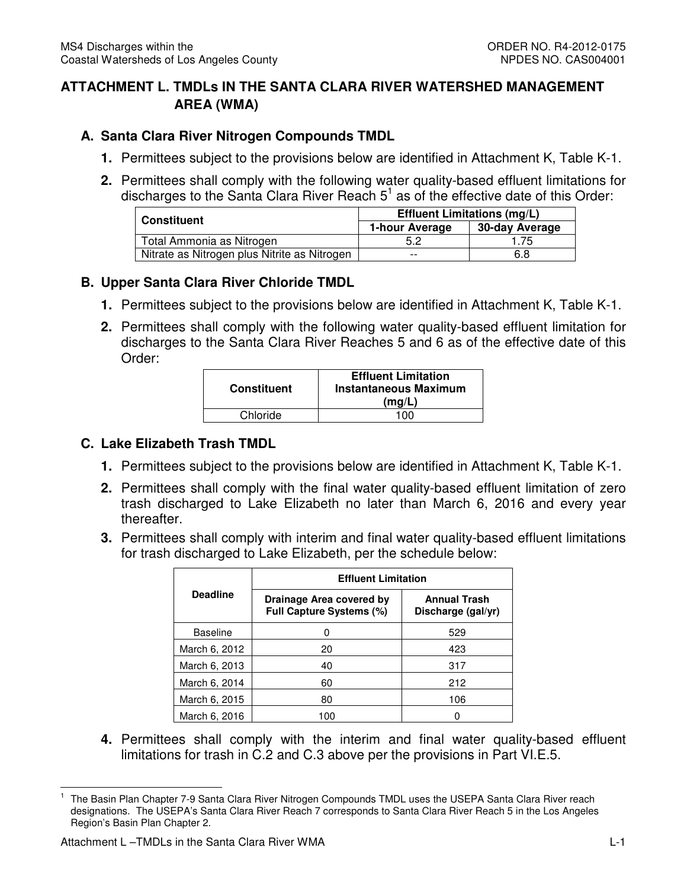## ATTACHMENT L. TMDLs IN THE SANTA CLARA RIVER WATERSHED MANAGEMENT AREA (WMA)

### A. Santa Clara River Nitrogen Compounds TMDL

1. Permittees subject to the provisions below are identified in Attachment K, Table K-1.
2. Permittees shall comply with the following water quality-based effluent limitations for discharges to the Santa Clara River Reach 5[1] as of the effective date of this Order:

| Constituent | Effluent Limitations (mg/L) | |
|---|---|---|
| | 1-hour Average | 30-day Average |
| Total Ammonia as Nitrogen | 5.2 | 1.75 |
| Nitrate as Nitrogen plus Nitrite as Nitrogen | -- | 6.8 |

### B. Upper Santa Clara River Chloride TMDL

1. Permittees subject to the provisions below are identified in Attachment K, Table K-1.
2. Permittees shall comply with the following water quality-based effluent limitation for discharges to the Santa Clara River Reaches 5 and 6 as of the effective date of this Order:

| Constituent | Effluent Limitation Instantaneous Maximum (mg/L) |
|---|---|
| Chloride | 100 |

### C. Lake Elizabeth Trash TMDL

1. Permittees subject to the provisions below are identified in Attachment K, Table K-1.
2. Permittees shall comply with the final water quality-based effluent limitation of zero trash discharged to Lake Elizabeth no later than March 6, 2016 and every year thereafter.
3. Permittees shall comply with interim and final water quality-based effluent limitations for trash discharged to Lake Elizabeth, per the schedule below:

| Deadline | Effluent Limitation | |
|---|---|---|
| | Drainage Area covered by Full Capture Systems (%) | Annual Trash Discharge (gal/yr) |
| Baseline | 0 | 529 |
| March 6, 2012 | 20 | 423 |
| March 6, 2013 | 40 | 317 |
| March 6, 2014 | 60 | 212 |
| March 6, 2015 | 80 | 106 |
| March 6, 2016 | 100 | 0 |

4. Permittees shall comply with the interim and final water quality-based effluent limitations for trash in C.2 and C.3 above per the provisions in Part VI.E.5.

---

[1] The Basin Plan Chapter 7-9 Santa Clara River Nitrogen Compounds TMDL uses the USEPA Santa Clara River reach designations. The USEPA's Santa Clara River Reach 7 corresponds to Santa Clara River Reach 5 in the Los Angeles Region's Basin Plan Chapter 2.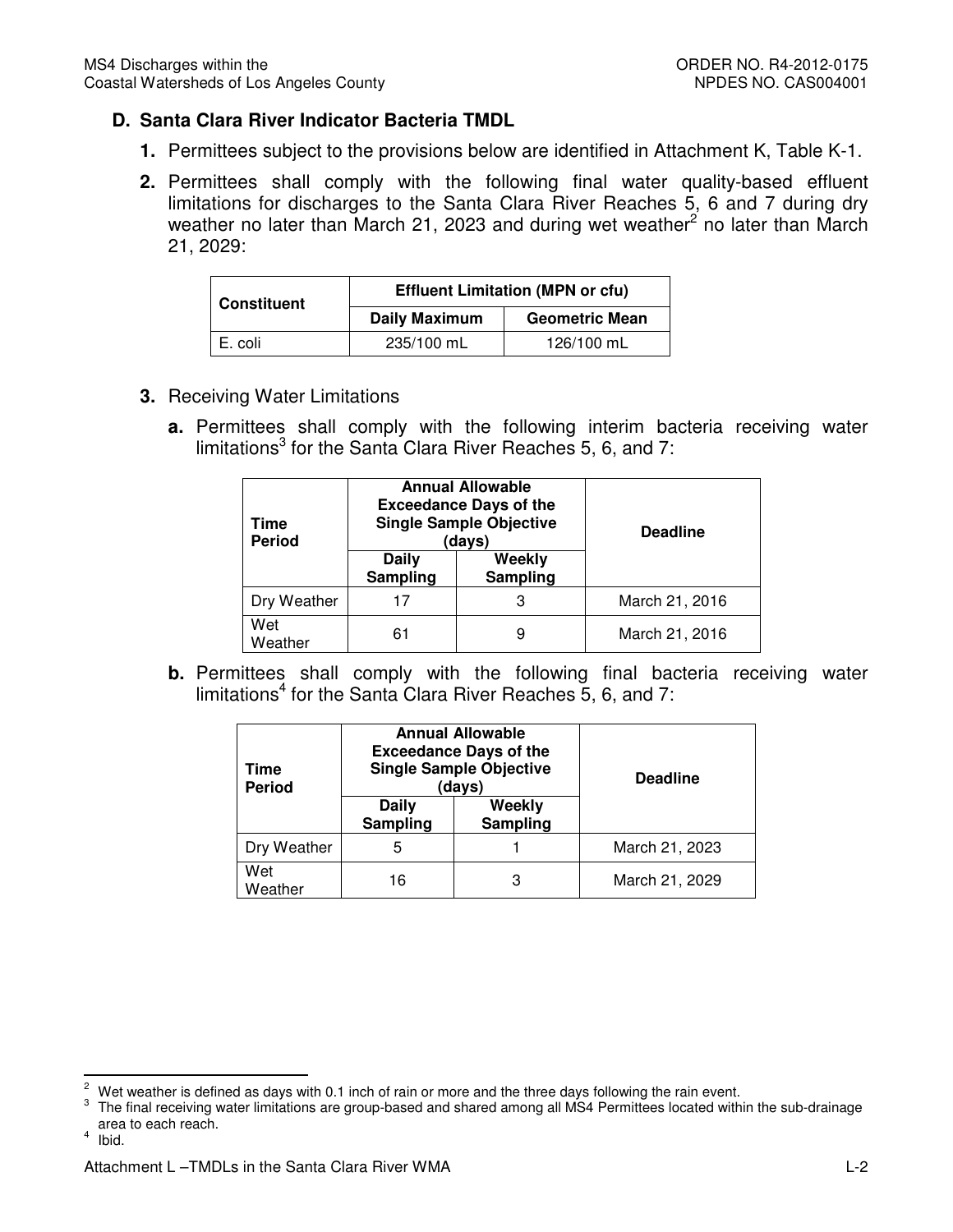### D. Santa Clara River Indicator Bacteria TMDL

1. Permittees subject to the provisions below are identified in Attachment K, Table K-1.

2. Permittees shall comply with the following final water quality-based effluent limitations for discharges to the Santa Clara River Reaches 5, 6 and 7 during dry weather no later than March 21, 2023 and during wet weather[2] no later than March 21, 2029:

| Constituent | Effluent Limitation (MPN or cfu) | |
|---|---|---|
| | Daily Maximum | Geometric Mean |
| E. coli | 235/100 mL | 126/100 mL |

3. Receiving Water Limitations

   a. Permittees shall comply with the following interim bacteria receiving water limitations[3] for the Santa Clara River Reaches 5, 6, and 7:

| Time Period | Annual Allowable Exceedance Days of the Single Sample Objective (days) | | Deadline |
|---|---|---|---|
| | Daily Sampling | Weekly Sampling | |
| Dry Weather | 17 | 3 | March 21, 2016 |
| Wet Weather | 61 | 9 | March 21, 2016 |

   b. Permittees shall comply with the following final bacteria receiving water limitations[4] for the Santa Clara River Reaches 5, 6, and 7:

| Time Period | Annual Allowable Exceedance Days of the Single Sample Objective (days) | | Deadline |
|---|---|---|---|
| | Daily Sampling | Weekly Sampling | |
| Dry Weather | 5 | 1 | March 21, 2023 |
| Wet Weather | 16 | 3 | March 21, 2029 |

---

[2] Wet weather is defined as days with 0.1 inch of rain or more and the three days following the rain event.

[3] The final receiving water limitations are group-based and shared among all MS4 Permittees located within the sub-drainage area to each reach.

[4] Ibid.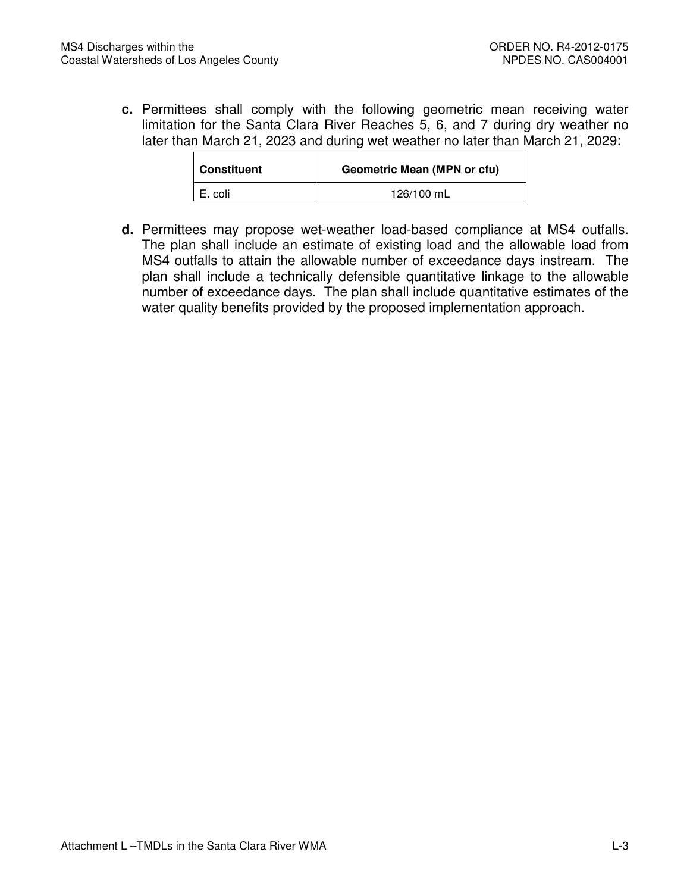**c.** Permittees shall comply with the following geometric mean receiving water limitation for the Santa Clara River Reaches 5, 6, and 7 during dry weather no later than March 21, 2023 and during wet weather no later than March 21, 2029:

| Constituent | Geometric Mean (MPN or cfu) |
|---|---|
| E. coli | 126/100 mL |

**d.** Permittees may propose wet-weather load-based compliance at MS4 outfalls. The plan shall include an estimate of existing load and the allowable load from MS4 outfalls to attain the allowable number of exceedance days instream. The plan shall include a technically defensible quantitative linkage to the allowable number of exceedance days. The plan shall include quantitative estimates of the water quality benefits provided by the proposed implementation approach.